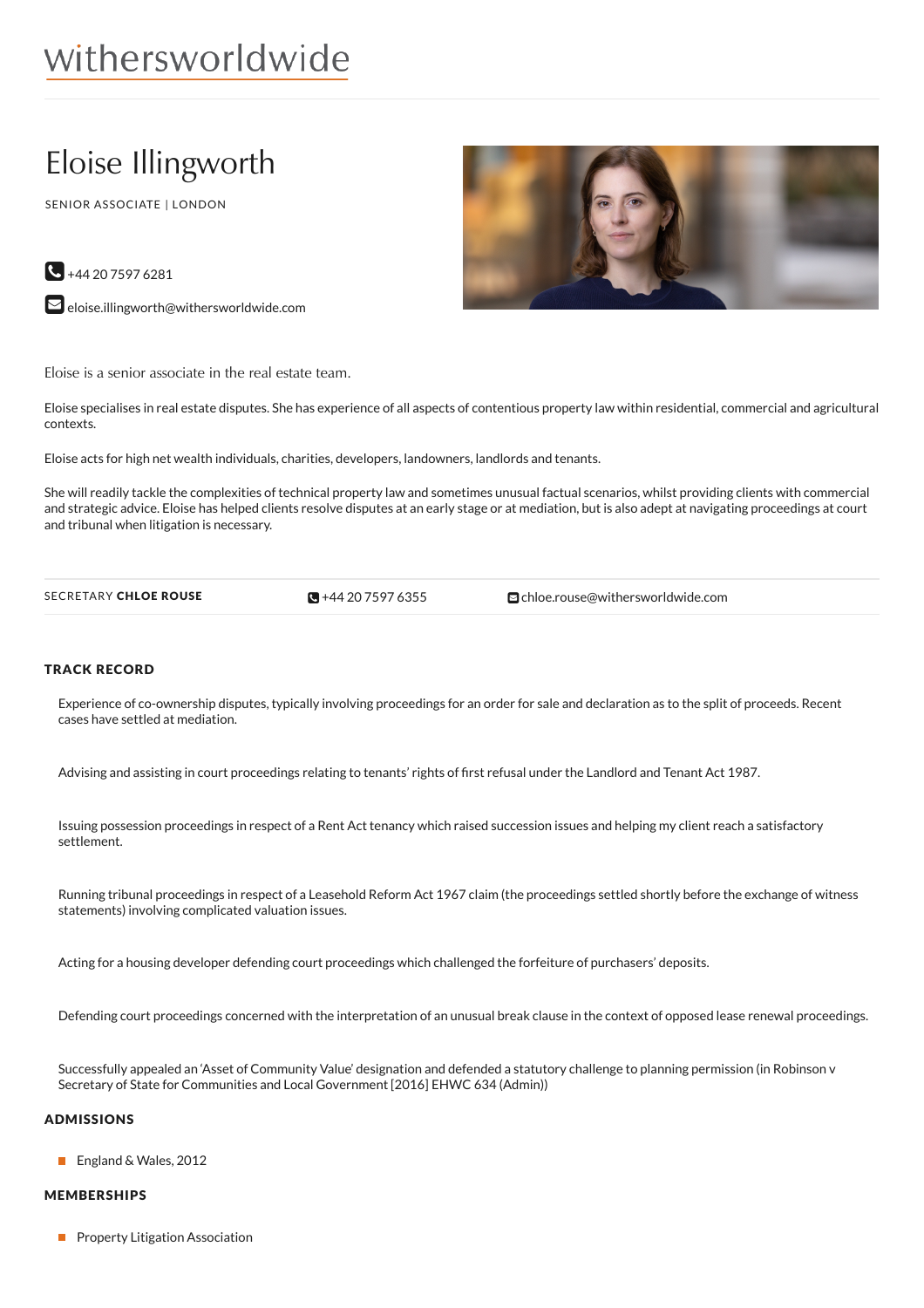withersworldwide

# Eloise Illingworth

SENIOR ASSOCIATE | LONDON

+44 20 7597 6281

eloise.illingworth@withersworldwide.com

Eloise is a senior associate in the real estate team.

Eloise specialises in real estate disputes. She has experience of all aspects of contentious property law within residential, commercial and agricultural contexts.

Eloise acts for high net wealth individuals, charities, developers, landowners, landlords and tenants.

She will readily tackle the complexities of technical property law and sometimes unusual factual scenarios, whilst providing clients with commercial and strategic advice. Eloise has helped clients resolve disputes at an early stage or at mediation, but is also adept at navigating proceedings at court and tribunal when litigation is necessary.

| SECRETARY **CHLOE ROUSE** | +44 20 7597 6355 | chloe.rouse@withersworldwide.com |
|---|---|---|

## TRACK RECORD

Experience of co-ownership disputes, typically involving proceedings for an order for sale and declaration as to the split of proceeds. Recent cases have settled at mediation.

Advising and assisting in court proceedings relating to tenants' rights of first refusal under the Landlord and Tenant Act 1987.

Issuing possession proceedings in respect of a Rent Act tenancy which raised succession issues and helping my client reach a satisfactory settlement.

Running tribunal proceedings in respect of a Leasehold Reform Act 1967 claim (the proceedings settled shortly before the exchange of witness statements) involving complicated valuation issues.

Acting for a housing developer defending court proceedings which challenged the forfeiture of purchasers' deposits.

Defending court proceedings concerned with the interpretation of an unusual break clause in the context of opposed lease renewal proceedings.

Successfully appealed an 'Asset of Community Value' designation and defended a statutory challenge to planning permission (in Robinson v Secretary of State for Communities and Local Government [2016] EHWC 634 (Admin))

## ADMISSIONS

- England & Wales, 2012

## MEMBERSHIPS

- Property Litigation Association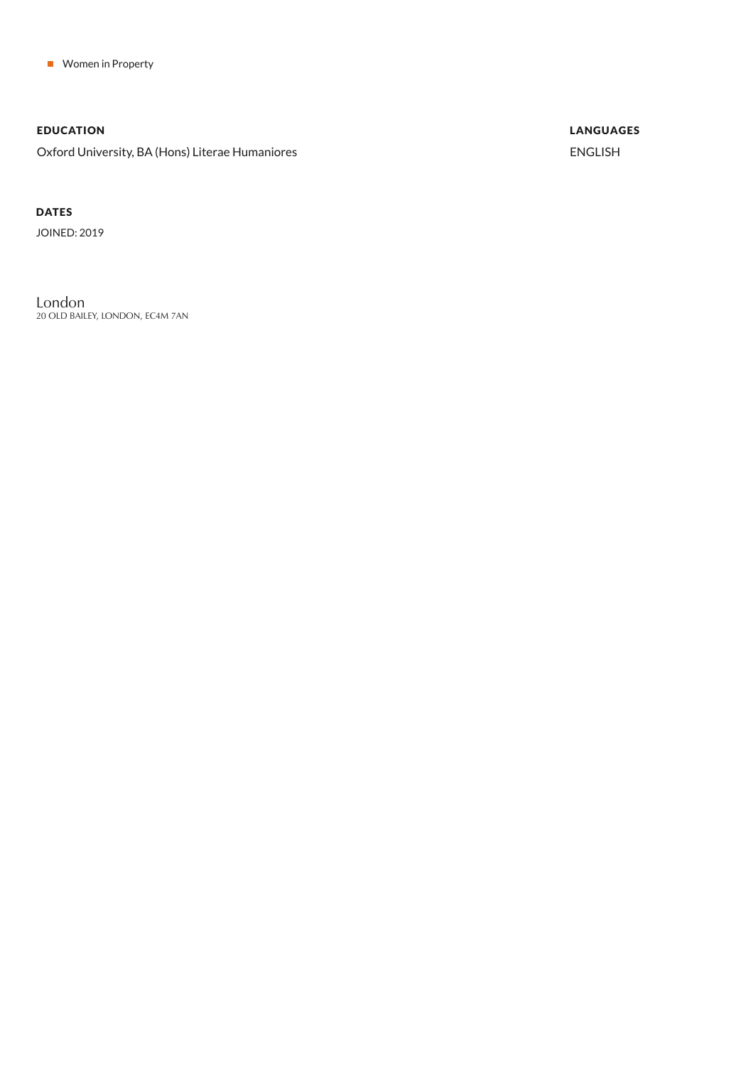- Women in Property

## EDUCATION

Oxford University, BA (Hons) Literae Humaniores

## LANGUAGES

ENGLISH

## DATES

JOINED: 2019

London
20 OLD BAILEY, LONDON, EC4M 7AN